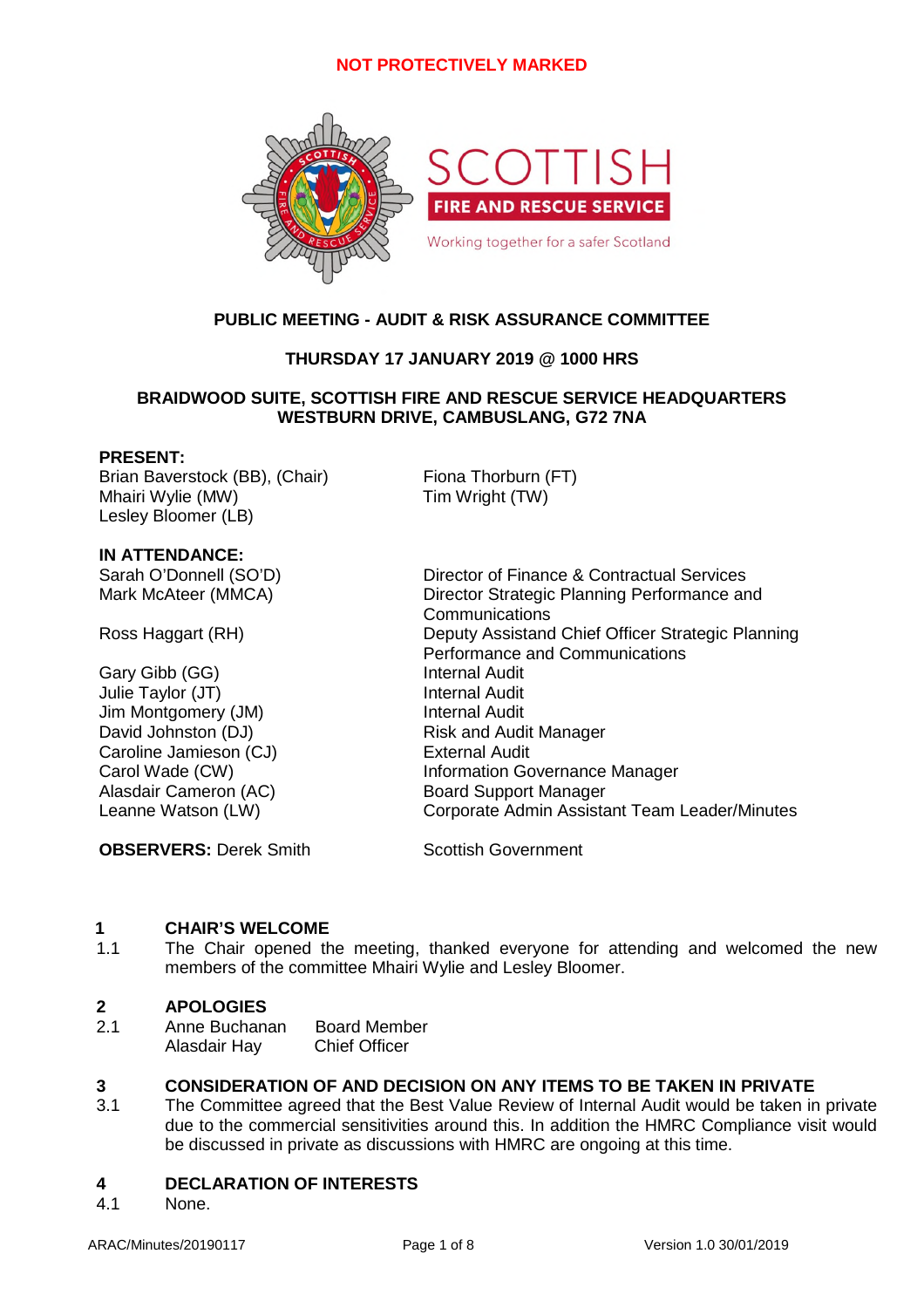NOT PROTECTIVELY MARKED

SCOTTISH FIRE AND RESCUE SERVICE

Working together for a safer Scotland

# PUBLIC MEETING - AUDIT & RISK ASSURANCE COMMITTEE

## THURSDAY 17 JANUARY 2019 @ 1000 HRS

## BRAIDWOOD SUITE, SCOTTISH FIRE AND RESCUE SERVICE HEADQUARTERS WESTBURN DRIVE, CAMBUSLANG, G72 7NA

**PRESENT:**

Brian Baverstock (BB), (Chair)
Mhairi Wylie (MW)
Lesley Bloomer (LB)
Fiona Thorburn (FT)
Tim Wright (TW)

**IN ATTENDANCE:**

| | |
|---|---|
| Sarah O'Donnell (SO'D) | Director of Finance & Contractual Services |
| Mark McAteer (MMCA) | Director Strategic Planning Performance and Communications |
| Ross Haggart (RH) | Deputy Assistant Chief Officer Strategic Planning Performance and Communications |
| Gary Gibb (GG) | Internal Audit |
| Julie Taylor (JT) | Internal Audit |
| Jim Montgomery (JM) | Internal Audit |
| David Johnston (DJ) | Risk and Audit Manager |
| Caroline Jamieson (CJ) | External Audit |
| Carol Wade (CW) | Information Governance Manager |
| Alasdair Cameron (AC) | Board Support Manager |
| Leanne Watson (LW) | Corporate Admin Assistant Team Leader/Minutes |

**OBSERVERS:** Derek Smith — Scottish Government

### 1 CHAIR'S WELCOME

1.1 The Chair opened the meeting, thanked everyone for attending and welcomed the new members of the committee Mhairi Wylie and Lesley Bloomer.

### 2 APOLOGIES

2.1 Anne Buchanan — Board Member
Alasdair Hay — Chief Officer

### 3 CONSIDERATION OF AND DECISION ON ANY ITEMS TO BE TAKEN IN PRIVATE

3.1 The Committee agreed that the Best Value Review of Internal Audit would be taken in private due to the commercial sensitivities around this. In addition the HMRC Compliance visit would be discussed in private as discussions with HMRC are ongoing at this time.

### 4 DECLARATION OF INTERESTS

4.1 None.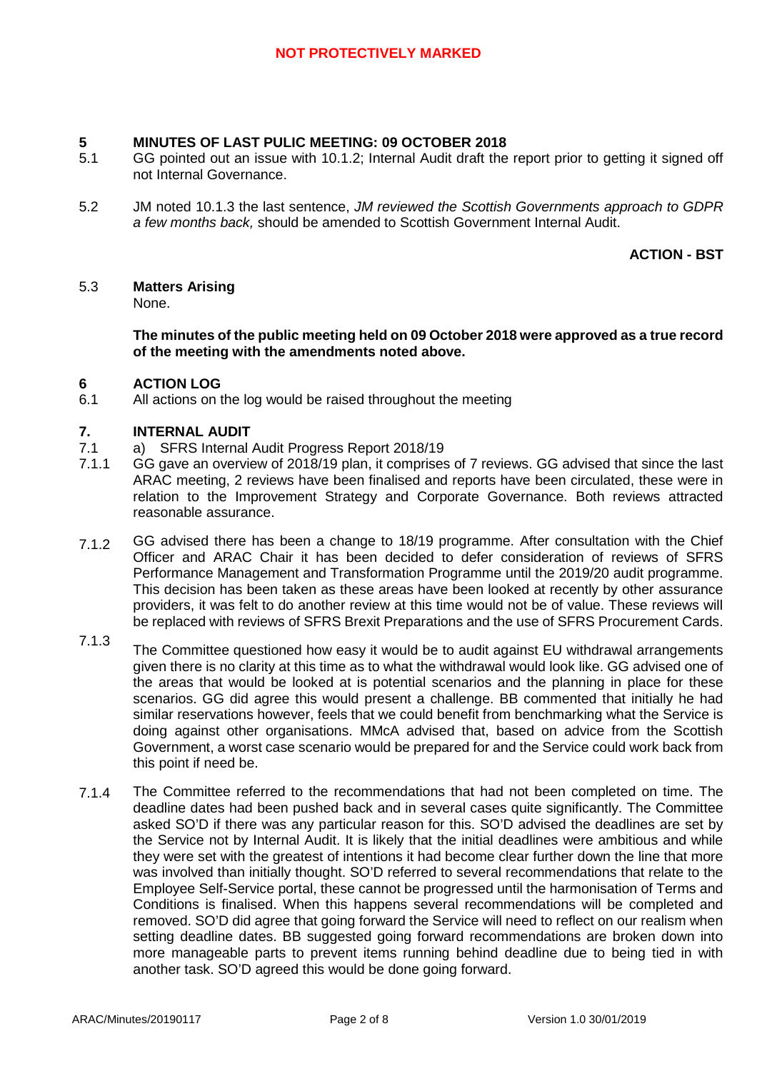**NOT PROTECTIVELY MARKED**

## 5 MINUTES OF LAST PULIC MEETING: 09 OCTOBER 2018

5.1 GG pointed out an issue with 10.1.2; Internal Audit draft the report prior to getting it signed off not Internal Governance.

5.2 JM noted 10.1.3 the last sentence, *JM reviewed the Scottish Governments approach to GDPR a few months back,* should be amended to Scottish Government Internal Audit.

**ACTION - BST**

5.3 **Matters Arising**
None.

**The minutes of the public meeting held on 09 October 2018 were approved as a true record of the meeting with the amendments noted above.**

## 6 ACTION LOG

6.1 All actions on the log would be raised throughout the meeting

## 7. INTERNAL AUDIT

7.1 a) SFRS Internal Audit Progress Report 2018/19

7.1.1 GG gave an overview of 2018/19 plan, it comprises of 7 reviews. GG advised that since the last ARAC meeting, 2 reviews have been finalised and reports have been circulated, these were in relation to the Improvement Strategy and Corporate Governance. Both reviews attracted reasonable assurance.

7.1.2 GG advised there has been a change to 18/19 programme. After consultation with the Chief Officer and ARAC Chair it has been decided to defer consideration of reviews of SFRS Performance Management and Transformation Programme until the 2019/20 audit programme. This decision has been taken as these areas have been looked at recently by other assurance providers, it was felt to do another review at this time would not be of value. These reviews will be replaced with reviews of SFRS Brexit Preparations and the use of SFRS Procurement Cards.

7.1.3 The Committee questioned how easy it would be to audit against EU withdrawal arrangements given there is no clarity at this time as to what the withdrawal would look like. GG advised one of the areas that would be looked at is potential scenarios and the planning in place for these scenarios. GG did agree this would present a challenge. BB commented that initially he had similar reservations however, feels that we could benefit from benchmarking what the Service is doing against other organisations. MMcA advised that, based on advice from the Scottish Government, a worst case scenario would be prepared for and the Service could work back from this point if need be.

7.1.4 The Committee referred to the recommendations that had not been completed on time. The deadline dates had been pushed back and in several cases quite significantly. The Committee asked SO'D if there was any particular reason for this. SO'D advised the deadlines are set by the Service not by Internal Audit. It is likely that the initial deadlines were ambitious and while they were set with the greatest of intentions it had become clear further down the line that more was involved than initially thought. SO'D referred to several recommendations that relate to the Employee Self-Service portal, these cannot be progressed until the harmonisation of Terms and Conditions is finalised. When this happens several recommendations will be completed and removed. SO'D did agree that going forward the Service will need to reflect on our realism when setting deadline dates. BB suggested going forward recommendations are broken down into more manageable parts to prevent items running behind deadline due to being tied in with another task. SO'D agreed this would be done going forward.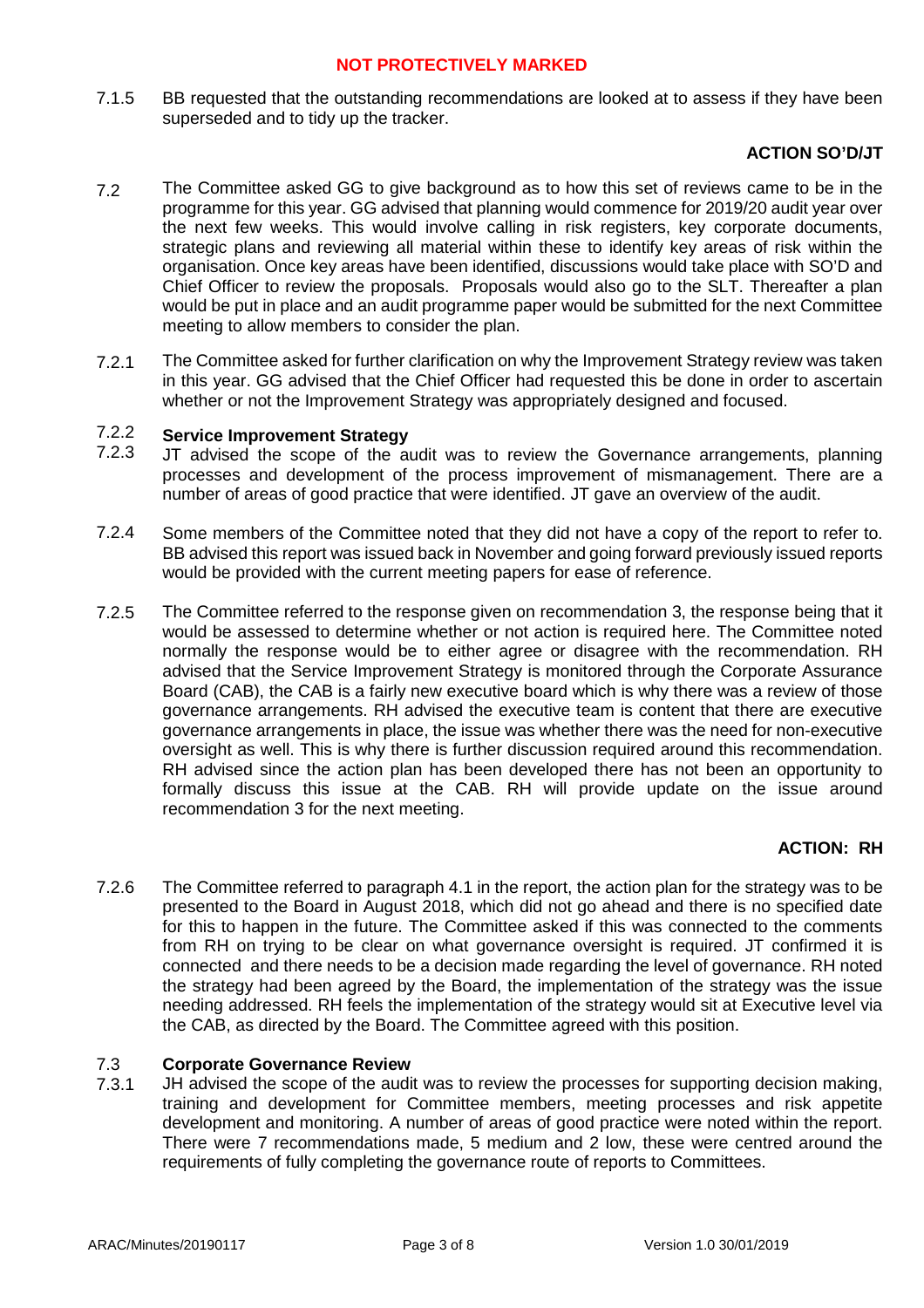7.1.5 BB requested that the outstanding recommendations are looked at to assess if they have been superseded and to tidy up the tracker.

**ACTION SO'D/JT**

7.2 The Committee asked GG to give background as to how this set of reviews came to be in the programme for this year. GG advised that planning would commence for 2019/20 audit year over the next few weeks. This would involve calling in risk registers, key corporate documents, strategic plans and reviewing all material within these to identify key areas of risk within the organisation. Once key areas have been identified, discussions would take place with SO'D and Chief Officer to review the proposals. Proposals would also go to the SLT. Thereafter a plan would be put in place and an audit programme paper would be submitted for the next Committee meeting to allow members to consider the plan.

7.2.1 The Committee asked for further clarification on why the Improvement Strategy review was taken in this year. GG advised that the Chief Officer had requested this be done in order to ascertain whether or not the Improvement Strategy was appropriately designed and focused.

7.2.2 **Service Improvement Strategy**

7.2.3 JT advised the scope of the audit was to review the Governance arrangements, planning processes and development of the process improvement of mismanagement. There are a number of areas of good practice that were identified. JT gave an overview of the audit.

7.2.4 Some members of the Committee noted that they did not have a copy of the report to refer to. BB advised this report was issued back in November and going forward previously issued reports would be provided with the current meeting papers for ease of reference.

7.2.5 The Committee referred to the response given on recommendation 3, the response being that it would be assessed to determine whether or not action is required here. The Committee noted normally the response would be to either agree or disagree with the recommendation. RH advised that the Service Improvement Strategy is monitored through the Corporate Assurance Board (CAB), the CAB is a fairly new executive board which is why there was a review of those governance arrangements. RH advised the executive team is content that there are executive governance arrangements in place, the issue was whether there was the need for non-executive oversight as well. This is why there is further discussion required around this recommendation. RH advised since the action plan has been developed there has not been an opportunity to formally discuss this issue at the CAB. RH will provide update on the issue around recommendation 3 for the next meeting.

**ACTION: RH**

7.2.6 The Committee referred to paragraph 4.1 in the report, the action plan for the strategy was to be presented to the Board in August 2018, which did not go ahead and there is no specified date for this to happen in the future. The Committee asked if this was connected to the comments from RH on trying to be clear on what governance oversight is required. JT confirmed it is connected and there needs to be a decision made regarding the level of governance. RH noted the strategy had been agreed by the Board, the implementation of the strategy was the issue needing addressed. RH feels the implementation of the strategy would sit at Executive level via the CAB, as directed by the Board. The Committee agreed with this position.

7.3 **Corporate Governance Review**

7.3.1 JH advised the scope of the audit was to review the processes for supporting decision making, training and development for Committee members, meeting processes and risk appetite development and monitoring. A number of areas of good practice were noted within the report. There were 7 recommendations made, 5 medium and 2 low, these were centred around the requirements of fully completing the governance route of reports to Committees.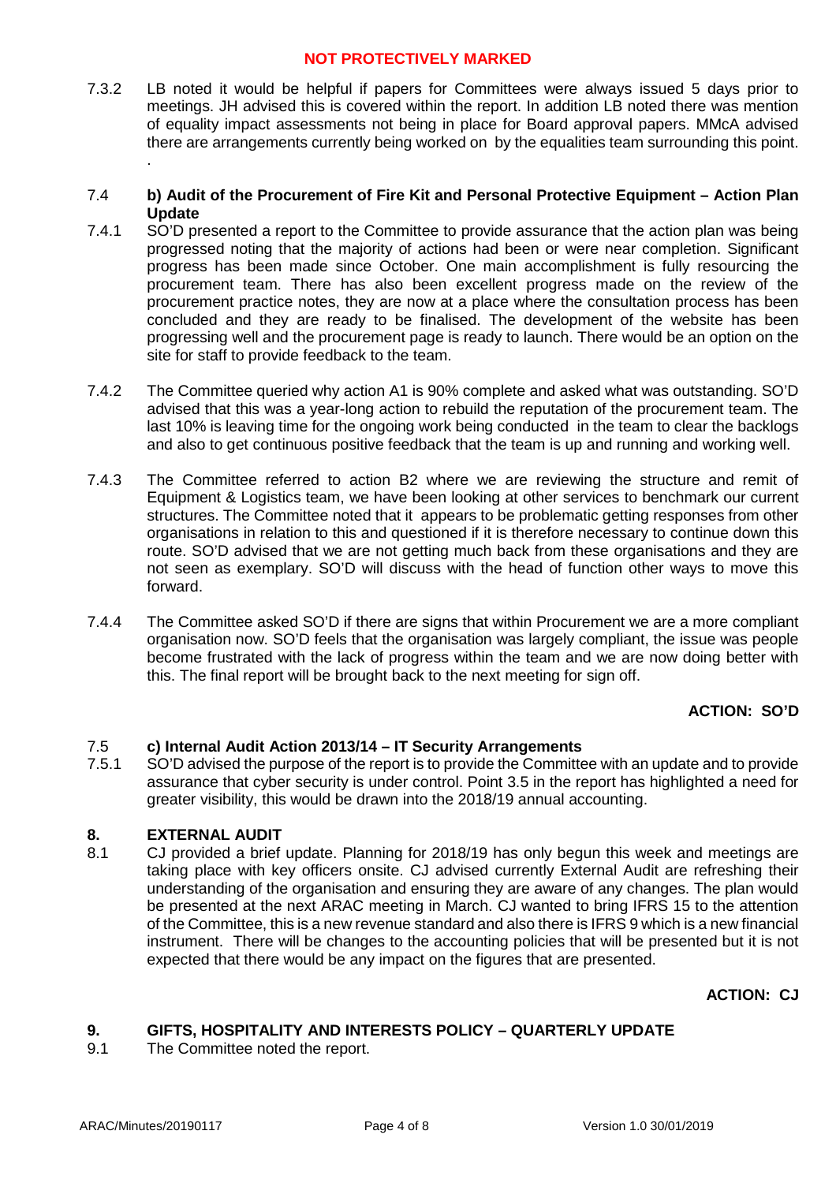**NOT PROTECTIVELY MARKED**

7.3.2 LB noted it would be helpful if papers for Committees were always issued 5 days prior to meetings. JH advised this is covered within the report. In addition LB noted there was mention of equality impact assessments not being in place for Board approval papers. MMcA advised there are arrangements currently being worked on by the equalities team surrounding this point.
.

7.4 **b) Audit of the Procurement of Fire Kit and Personal Protective Equipment – Action Plan Update**

7.4.1 SO'D presented a report to the Committee to provide assurance that the action plan was being progressed noting that the majority of actions had been or were near completion. Significant progress has been made since October. One main accomplishment is fully resourcing the procurement team. There has also been excellent progress made on the review of the procurement practice notes, they are now at a place where the consultation process has been concluded and they are ready to be finalised. The development of the website has been progressing well and the procurement page is ready to launch. There would be an option on the site for staff to provide feedback to the team.

7.4.2 The Committee queried why action A1 is 90% complete and asked what was outstanding. SO'D advised that this was a year-long action to rebuild the reputation of the procurement team. The last 10% is leaving time for the ongoing work being conducted in the team to clear the backlogs and also to get continuous positive feedback that the team is up and running and working well.

7.4.3 The Committee referred to action B2 where we are reviewing the structure and remit of Equipment & Logistics team, we have been looking at other services to benchmark our current structures. The Committee noted that it appears to be problematic getting responses from other organisations in relation to this and questioned if it is therefore necessary to continue down this route. SO'D advised that we are not getting much back from these organisations and they are not seen as exemplary. SO'D will discuss with the head of function other ways to move this forward.

7.4.4 The Committee asked SO'D if there are signs that within Procurement we are a more compliant organisation now. SO'D feels that the organisation was largely compliant, the issue was people become frustrated with the lack of progress within the team and we are now doing better with this. The final report will be brought back to the next meeting for sign off.

**ACTION: SO'D**

7.5 **c) Internal Audit Action 2013/14 – IT Security Arrangements**

7.5.1 SO'D advised the purpose of the report is to provide the Committee with an update and to provide assurance that cyber security is under control. Point 3.5 in the report has highlighted a need for greater visibility, this would be drawn into the 2018/19 annual accounting.

## 8. EXTERNAL AUDIT

8.1 CJ provided a brief update. Planning for 2018/19 has only begun this week and meetings are taking place with key officers onsite. CJ advised currently External Audit are refreshing their understanding of the organisation and ensuring they are aware of any changes. The plan would be presented at the next ARAC meeting in March. CJ wanted to bring IFRS 15 to the attention of the Committee, this is a new revenue standard and also there is IFRS 9 which is a new financial instrument. There will be changes to the accounting policies that will be presented but it is not expected that there would be any impact on the figures that are presented.

**ACTION: CJ**

## 9. GIFTS, HOSPITALITY AND INTERESTS POLICY – QUARTERLY UPDATE

9.1 The Committee noted the report.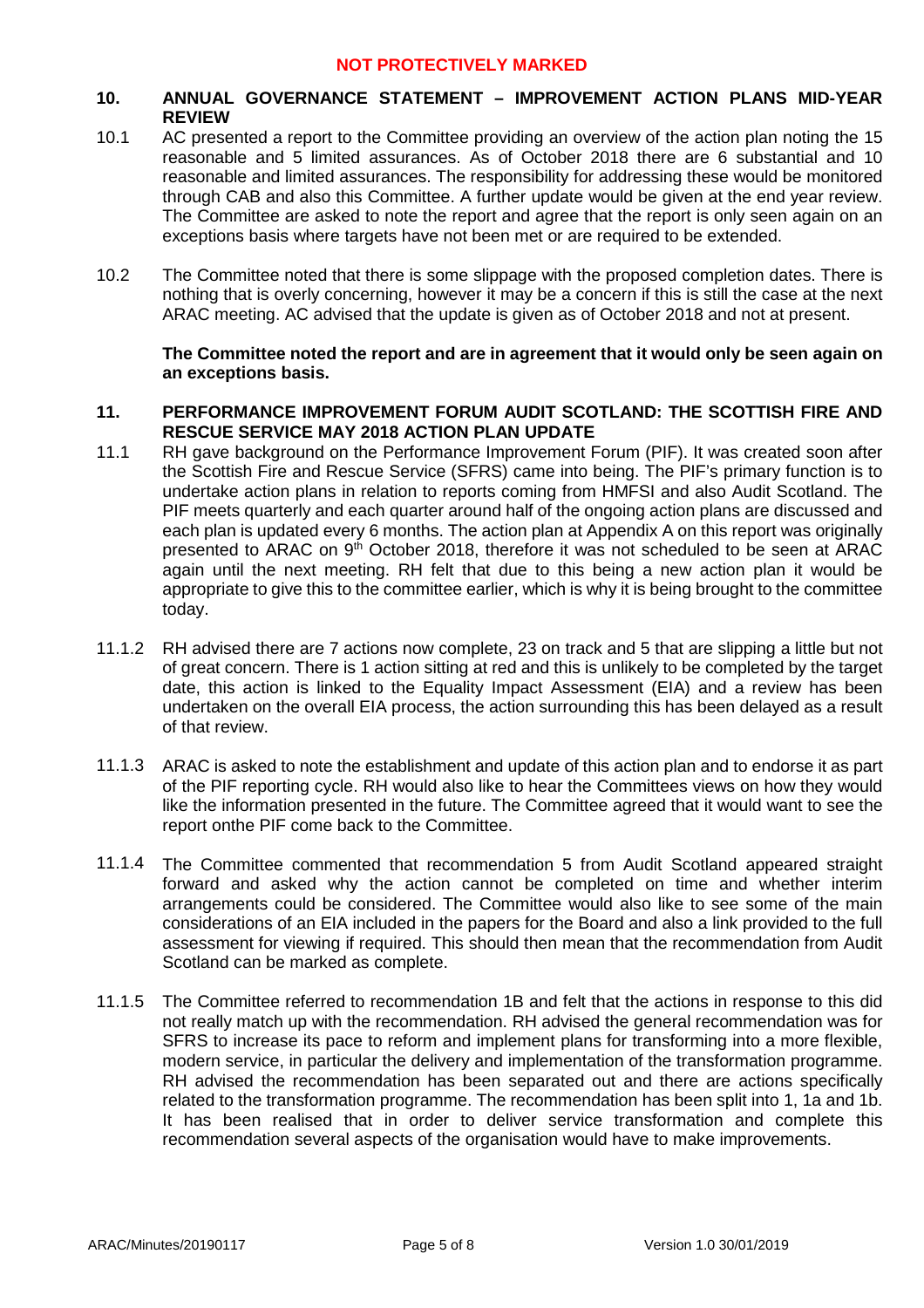## 10. ANNUAL GOVERNANCE STATEMENT – IMPROVEMENT ACTION PLANS MID-YEAR REVIEW

10.1 AC presented a report to the Committee providing an overview of the action plan noting the 15 reasonable and 5 limited assurances. As of October 2018 there are 6 substantial and 10 reasonable and limited assurances. The responsibility for addressing these would be monitored through CAB and also this Committee. A further update would be given at the end year review. The Committee are asked to note the report and agree that the report is only seen again on an exceptions basis where targets have not been met or are required to be extended.

10.2 The Committee noted that there is some slippage with the proposed completion dates. There is nothing that is overly concerning, however it may be a concern if this is still the case at the next ARAC meeting. AC advised that the update is given as of October 2018 and not at present.

**The Committee noted the report and are in agreement that it would only be seen again on an exceptions basis.**

## 11. PERFORMANCE IMPROVEMENT FORUM AUDIT SCOTLAND: THE SCOTTISH FIRE AND RESCUE SERVICE MAY 2018 ACTION PLAN UPDATE

11.1 RH gave background on the Performance Improvement Forum (PIF). It was created soon after the Scottish Fire and Rescue Service (SFRS) came into being. The PIF's primary function is to undertake action plans in relation to reports coming from HMFSI and also Audit Scotland. The PIF meets quarterly and each quarter around half of the ongoing action plans are discussed and each plan is updated every 6 months. The action plan at Appendix A on this report was originally presented to ARAC on 9th October 2018, therefore it was not scheduled to be seen at ARAC again until the next meeting. RH felt that due to this being a new action plan it would be appropriate to give this to the committee earlier, which is why it is being brought to the committee today.

11.1.2 RH advised there are 7 actions now complete, 23 on track and 5 that are slipping a little but not of great concern. There is 1 action sitting at red and this is unlikely to be completed by the target date, this action is linked to the Equality Impact Assessment (EIA) and a review has been undertaken on the overall EIA process, the action surrounding this has been delayed as a result of that review.

11.1.3 ARAC is asked to note the establishment and update of this action plan and to endorse it as part of the PIF reporting cycle. RH would also like to hear the Committees views on how they would like the information presented in the future. The Committee agreed that it would want to see the report onthe PIF come back to the Committee.

11.1.4 The Committee commented that recommendation 5 from Audit Scotland appeared straight forward and asked why the action cannot be completed on time and whether interim arrangements could be considered. The Committee would also like to see some of the main considerations of an EIA included in the papers for the Board and also a link provided to the full assessment for viewing if required. This should then mean that the recommendation from Audit Scotland can be marked as complete.

11.1.5 The Committee referred to recommendation 1B and felt that the actions in response to this did not really match up with the recommendation. RH advised the general recommendation was for SFRS to increase its pace to reform and implement plans for transforming into a more flexible, modern service, in particular the delivery and implementation of the transformation programme. RH advised the recommendation has been separated out and there are actions specifically related to the transformation programme. The recommendation has been split into 1, 1a and 1b. It has been realised that in order to deliver service transformation and complete this recommendation several aspects of the organisation would have to make improvements.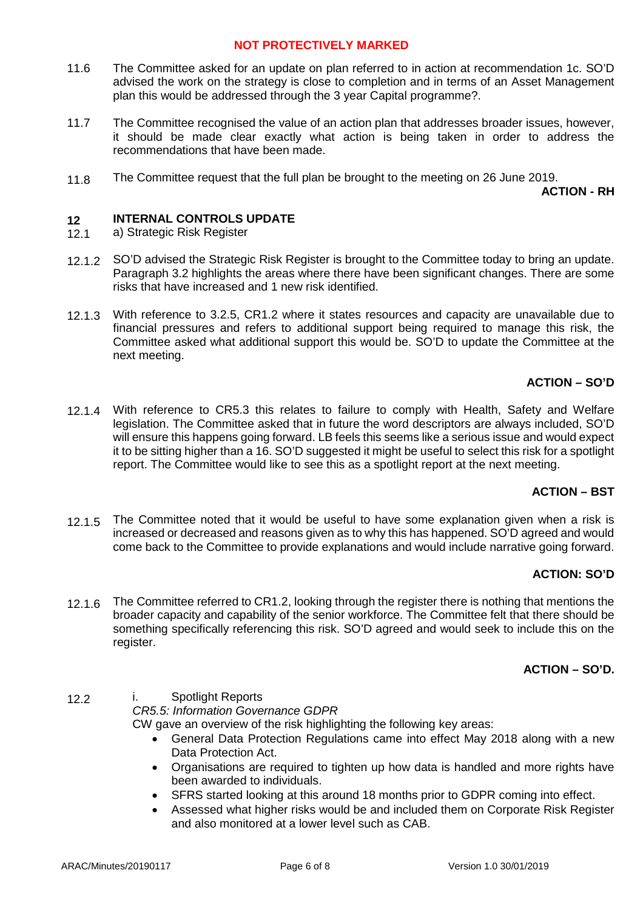11.6 The Committee asked for an update on plan referred to in action at recommendation 1c. SO'D advised the work on the strategy is close to completion and in terms of an Asset Management plan this would be addressed through the 3 year Capital programme?.

11.7 The Committee recognised the value of an action plan that addresses broader issues, however, it should be made clear exactly what action is being taken in order to address the recommendations that have been made.

11.8 The Committee request that the full plan be brought to the meeting on 26 June 2019.

**ACTION - RH**

## 12 INTERNAL CONTROLS UPDATE

12.1 a) Strategic Risk Register

12.1.2 SO'D advised the Strategic Risk Register is brought to the Committee today to bring an update. Paragraph 3.2 highlights the areas where there have been significant changes. There are some risks that have increased and 1 new risk identified.

12.1.3 With reference to 3.2.5, CR1.2 where it states resources and capacity are unavailable due to financial pressures and refers to additional support being required to manage this risk, the Committee asked what additional support this would be. SO'D to update the Committee at the next meeting.

**ACTION – SO'D**

12.1.4 With reference to CR5.3 this relates to failure to comply with Health, Safety and Welfare legislation. The Committee asked that in future the word descriptors are always included, SO'D will ensure this happens going forward. LB feels this seems like a serious issue and would expect it to be sitting higher than a 16. SO'D suggested it might be useful to select this risk for a spotlight report. The Committee would like to see this as a spotlight report at the next meeting.

**ACTION – BST**

12.1.5 The Committee noted that it would be useful to have some explanation given when a risk is increased or decreased and reasons given as to why this has happened. SO'D agreed and would come back to the Committee to provide explanations and would include narrative going forward.

**ACTION: SO'D**

12.1.6 The Committee referred to CR1.2, looking through the register there is nothing that mentions the broader capacity and capability of the senior workforce. The Committee felt that there should be something specifically referencing this risk. SO'D agreed and would seek to include this on the register.

**ACTION – SO'D.**

12.2 i. Spotlight Reports

*CR5.5: Information Governance GDPR*

CW gave an overview of the risk highlighting the following key areas:

- General Data Protection Regulations came into effect May 2018 along with a new Data Protection Act.
- Organisations are required to tighten up how data is handled and more rights have been awarded to individuals.
- SFRS started looking at this around 18 months prior to GDPR coming into effect.
- Assessed what higher risks would be and included them on Corporate Risk Register and also monitored at a lower level such as CAB.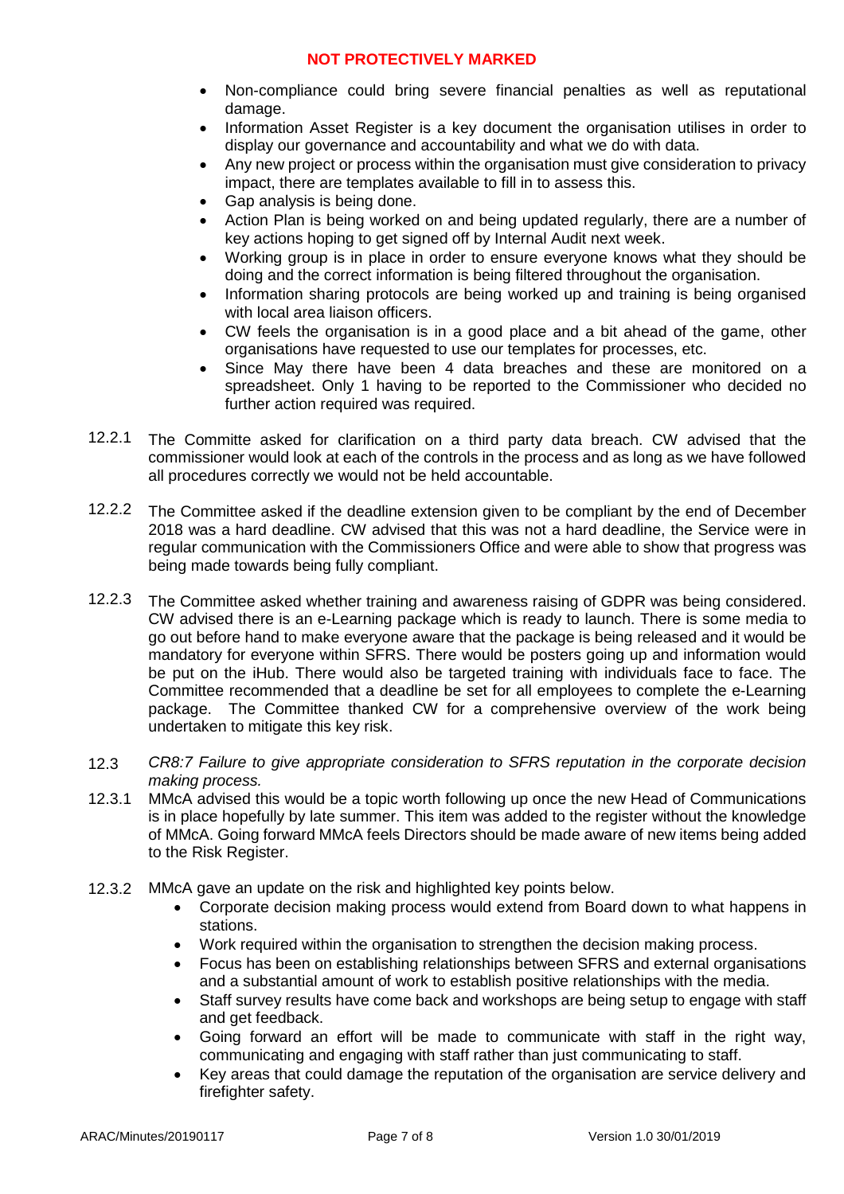- Non-compliance could bring severe financial penalties as well as reputational damage.
- Information Asset Register is a key document the organisation utilises in order to display our governance and accountability and what we do with data.
- Any new project or process within the organisation must give consideration to privacy impact, there are templates available to fill in to assess this.
- Gap analysis is being done.
- Action Plan is being worked on and being updated regularly, there are a number of key actions hoping to get signed off by Internal Audit next week.
- Working group is in place in order to ensure everyone knows what they should be doing and the correct information is being filtered throughout the organisation.
- Information sharing protocols are being worked up and training is being organised with local area liaison officers.
- CW feels the organisation is in a good place and a bit ahead of the game, other organisations have requested to use our templates for processes, etc.
- Since May there have been 4 data breaches and these are monitored on a spreadsheet. Only 1 having to be reported to the Commissioner who decided no further action required was required.

12.2.1 The Committe asked for clarification on a third party data breach. CW advised that the commissioner would look at each of the controls in the process and as long as we have followed all procedures correctly we would not be held accountable.

12.2.2 The Committee asked if the deadline extension given to be compliant by the end of December 2018 was a hard deadline. CW advised that this was not a hard deadline, the Service were in regular communication with the Commissioners Office and were able to show that progress was being made towards being fully compliant.

12.2.3 The Committee asked whether training and awareness raising of GDPR was being considered. CW advised there is an e-Learning package which is ready to launch. There is some media to go out before hand to make everyone aware that the package is being released and it would be mandatory for everyone within SFRS. There would be posters going up and information would be put on the iHub. There would also be targeted training with individuals face to face. The Committee recommended that a deadline be set for all employees to complete the e-Learning package. The Committee thanked CW for a comprehensive overview of the work being undertaken to mitigate this key risk.

12.3 *CR8:7 Failure to give appropriate consideration to SFRS reputation in the corporate decision making process.*

12.3.1 MMcA advised this would be a topic worth following up once the new Head of Communications is in place hopefully by late summer. This item was added to the register without the knowledge of MMcA. Going forward MMcA feels Directors should be made aware of new items being added to the Risk Register.

12.3.2 MMcA gave an update on the risk and highlighted key points below.

- Corporate decision making process would extend from Board down to what happens in stations.
- Work required within the organisation to strengthen the decision making process.
- Focus has been on establishing relationships between SFRS and external organisations and a substantial amount of work to establish positive relationships with the media.
- Staff survey results have come back and workshops are being setup to engage with staff and get feedback.
- Going forward an effort will be made to communicate with staff in the right way, communicating and engaging with staff rather than just communicating to staff.
- Key areas that could damage the reputation of the organisation are service delivery and firefighter safety.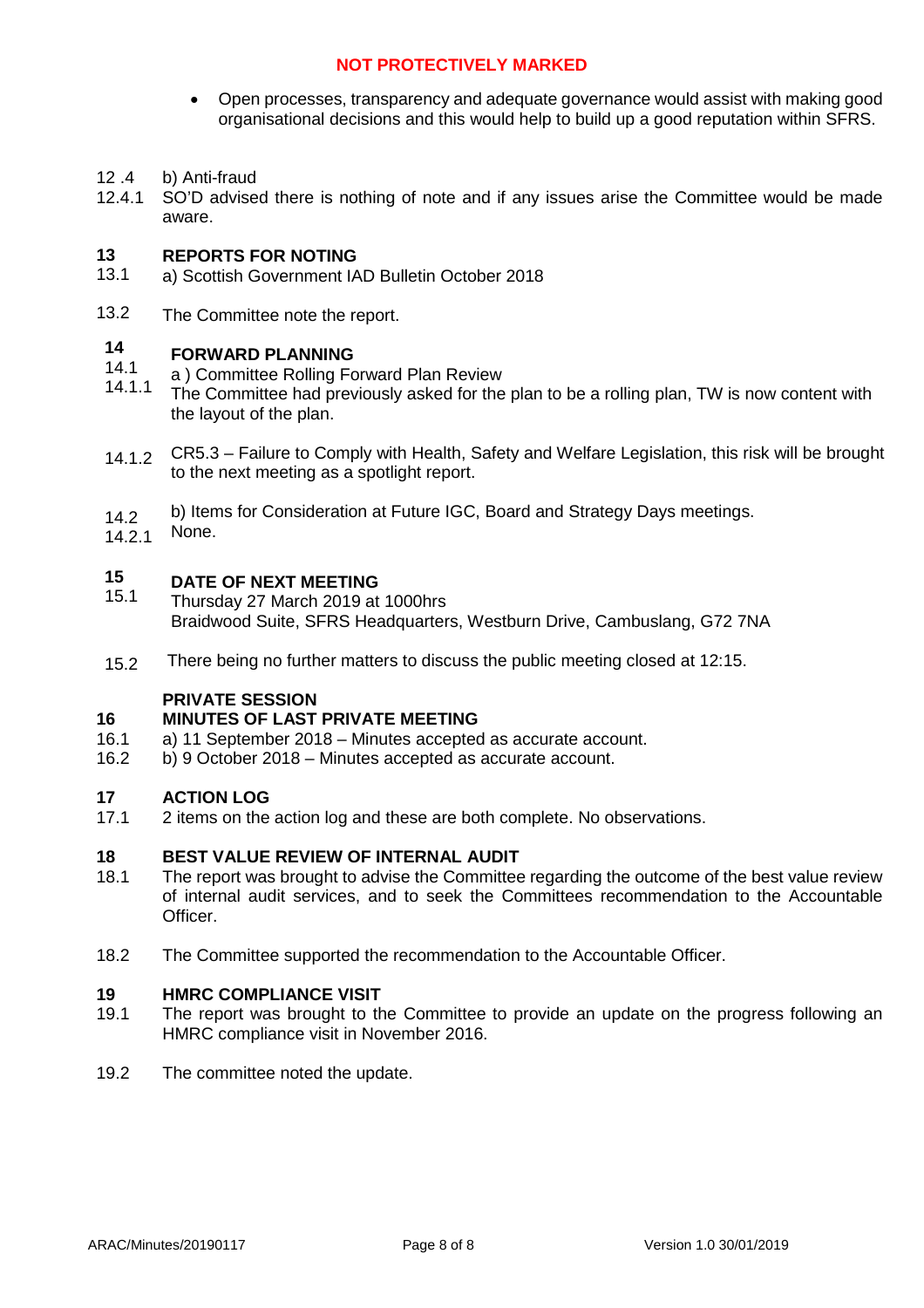- Open processes, transparency and adequate governance would assist with making good organisational decisions and this would help to build up a good reputation within SFRS.

12 .4 b) Anti-fraud

12.4.1 SO'D advised there is nothing of note and if any issues arise the Committee would be made aware.

## 13 REPORTS FOR NOTING

13.1 a) Scottish Government IAD Bulletin October 2018

13.2 The Committee note the report.

## 14 FORWARD PLANNING

14.1 a ) Committee Rolling Forward Plan Review

14.1.1 The Committee had previously asked for the plan to be a rolling plan, TW is now content with the layout of the plan.

14.1.2 CR5.3 – Failure to Comply with Health, Safety and Welfare Legislation, this risk will be brought to the next meeting as a spotlight report.

14.2 b) Items for Consideration at Future IGC, Board and Strategy Days meetings.

14.2.1 None.

## 15 DATE OF NEXT MEETING

15.1 Thursday 27 March 2019 at 1000hrs
Braidwood Suite, SFRS Headquarters, Westburn Drive, Cambuslang, G72 7NA

15.2 There being no further matters to discuss the public meeting closed at 12:15.

## PRIVATE SESSION

## 16 MINUTES OF LAST PRIVATE MEETING

16.1 a) 11 September 2018 – Minutes accepted as accurate account.

16.2 b) 9 October 2018 – Minutes accepted as accurate account.

## 17 ACTION LOG

17.1 2 items on the action log and these are both complete. No observations.

## 18 BEST VALUE REVIEW OF INTERNAL AUDIT

18.1 The report was brought to advise the Committee regarding the outcome of the best value review of internal audit services, and to seek the Committees recommendation to the Accountable Officer.

18.2 The Committee supported the recommendation to the Accountable Officer.

## 19 HMRC COMPLIANCE VISIT

19.1 The report was brought to the Committee to provide an update on the progress following an HMRC compliance visit in November 2016.

19.2 The committee noted the update.